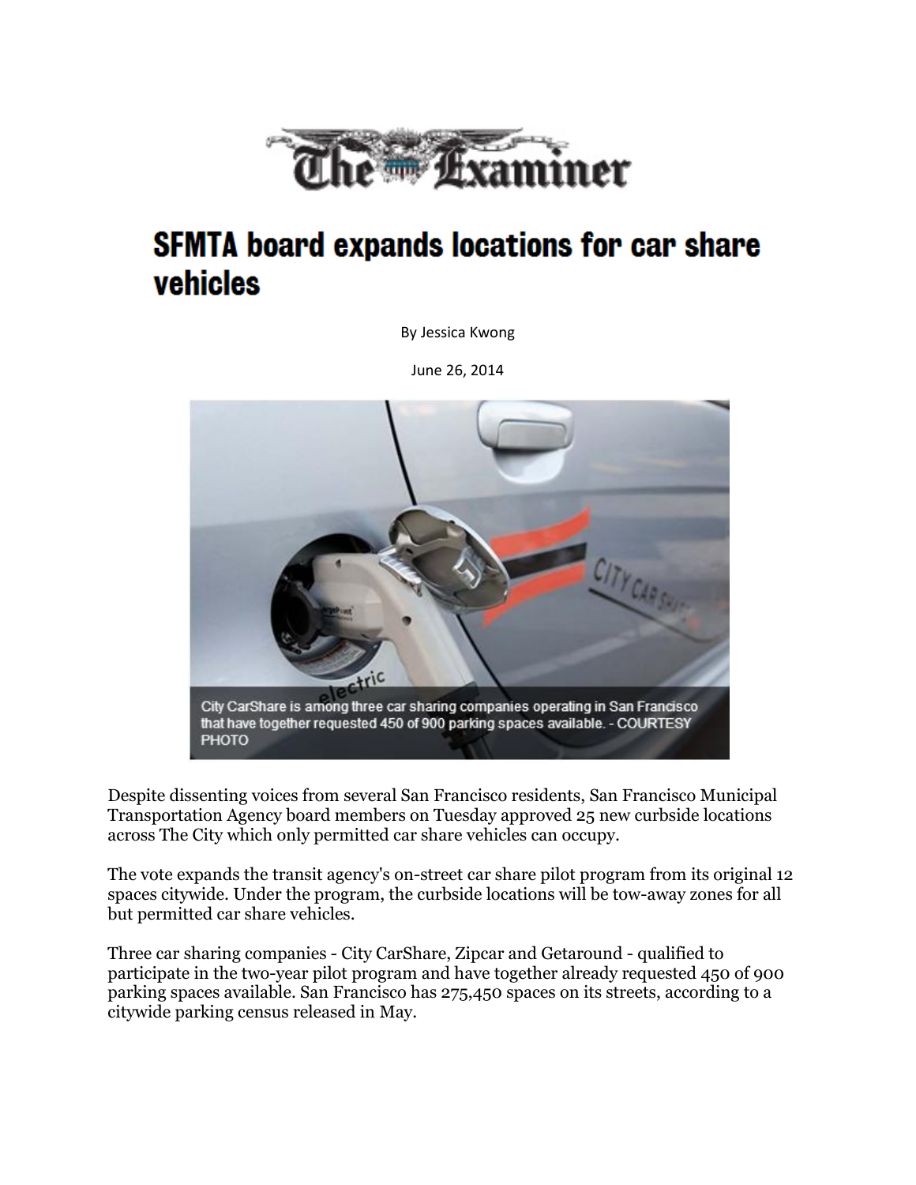The Examiner

# SFMTA board expands locations for car share vehicles

By Jessica Kwong

June 26, 2014

City CarShare is among three car sharing companies operating in San Francisco that have together requested 450 of 900 parking spaces available. - COURTESY PHOTO

Despite dissenting voices from several San Francisco residents, San Francisco Municipal Transportation Agency board members on Tuesday approved 25 new curbside locations across The City which only permitted car share vehicles can occupy.

The vote expands the transit agency's on-street car share pilot program from its original 12 spaces citywide. Under the program, the curbside locations will be tow-away zones for all but permitted car share vehicles.

Three car sharing companies - City CarShare, Zipcar and Getaround - qualified to participate in the two-year pilot program and have together already requested 450 of 900 parking spaces available. San Francisco has 275,450 spaces on its streets, according to a citywide parking census released in May.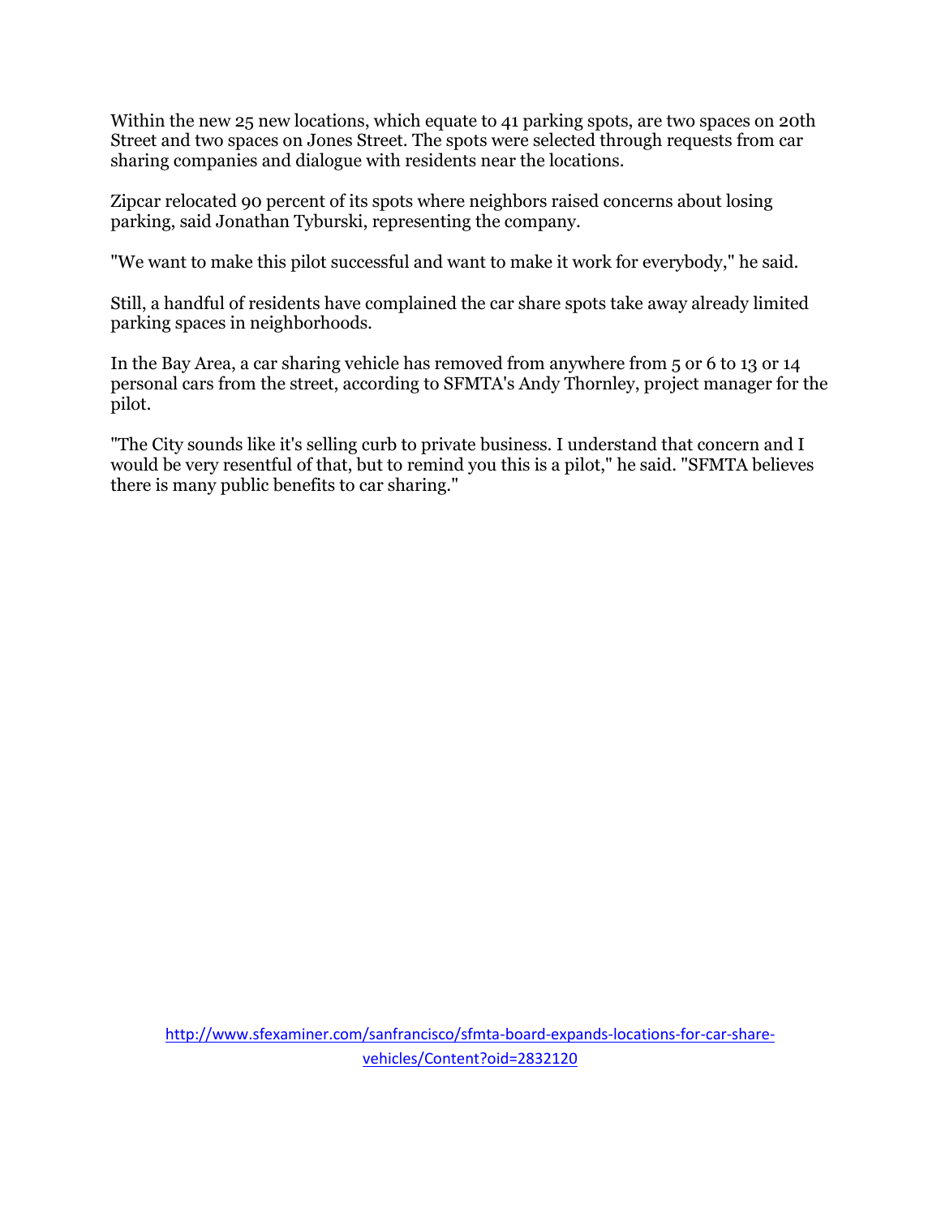Within the new 25 new locations, which equate to 41 parking spots, are two spaces on 20th Street and two spaces on Jones Street. The spots were selected through requests from car sharing companies and dialogue with residents near the locations.

Zipcar relocated 90 percent of its spots where neighbors raised concerns about losing parking, said Jonathan Tyburski, representing the company.

"We want to make this pilot successful and want to make it work for everybody," he said.

Still, a handful of residents have complained the car share spots take away already limited parking spaces in neighborhoods.

In the Bay Area, a car sharing vehicle has removed from anywhere from 5 or 6 to 13 or 14 personal cars from the street, according to SFMTA's Andy Thornley, project manager for the pilot.

"The City sounds like it's selling curb to private business. I understand that concern and I would be very resentful of that, but to remind you this is a pilot," he said. "SFMTA believes there is many public benefits to car sharing."

http://www.sfexaminer.com/sanfrancisco/sfmta-board-expands-locations-for-car-share-vehicles/Content?oid=2832120